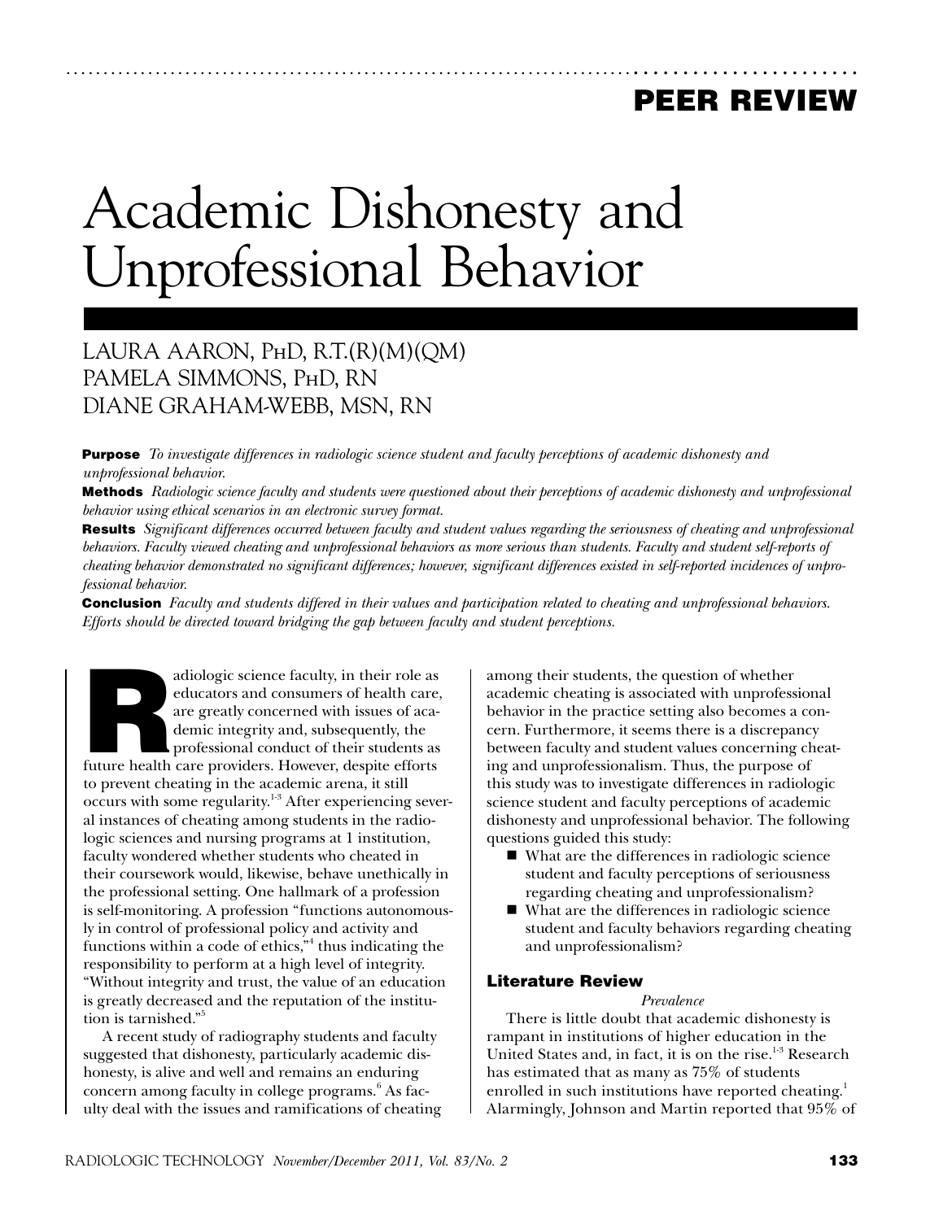PEER REVIEW

# Academic Dishonesty and Unprofessional Behavior

LAURA AARON, PhD, R.T.(R)(M)(QM)
PAMELA SIMMONS, PhD, RN
DIANE GRAHAM-WEBB, MSN, RN

**Purpose** *To investigate differences in radiologic science student and faculty perceptions of academic dishonesty and unprofessional behavior.*

**Methods** *Radiologic science faculty and students were questioned about their perceptions of academic dishonesty and unprofessional behavior using ethical scenarios in an electronic survey format.*

**Results** *Significant differences occurred between faculty and student values regarding the seriousness of cheating and unprofessional behaviors. Faculty viewed cheating and unprofessional behaviors as more serious than students. Faculty and student self-reports of cheating behavior demonstrated no significant differences; however, significant differences existed in self-reported incidences of unprofessional behavior.*

**Conclusion** *Faculty and students differed in their values and participation related to cheating and unprofessional behaviors. Efforts should be directed toward bridging the gap between faculty and student perceptions.*

Radiologic science faculty, in their role as educators and consumers of health care, are greatly concerned with issues of academic integrity and, subsequently, the professional conduct of their students as future health care providers. However, despite efforts to prevent cheating in the academic arena, it still occurs with some regularity.[1-3] After experiencing several instances of cheating among students in the radiologic sciences and nursing programs at 1 institution, faculty wondered whether students who cheated in their coursework would, likewise, behave unethically in the professional setting. One hallmark of a profession is self-monitoring. A profession "functions autonomously in control of professional policy and activity and functions within a code of ethics,"[4] thus indicating the responsibility to perform at a high level of integrity. "Without integrity and trust, the value of an education is greatly decreased and the reputation of the institution is tarnished."[5]

A recent study of radiography students and faculty suggested that dishonesty, particularly academic dishonesty, is alive and well and remains an enduring concern among faculty in college programs.[6] As faculty deal with the issues and ramifications of cheating among their students, the question of whether academic cheating is associated with unprofessional behavior in the practice setting also becomes a concern. Furthermore, it seems there is a discrepancy between faculty and student values concerning cheating and unprofessionalism. Thus, the purpose of this study was to investigate differences in radiologic science student and faculty perceptions of academic dishonesty and unprofessional behavior. The following questions guided this study:

- What are the differences in radiologic science student and faculty perceptions of seriousness regarding cheating and unprofessionalism?
- What are the differences in radiologic science student and faculty behaviors regarding cheating and unprofessionalism?

## Literature Review

*Prevalence*

There is little doubt that academic dishonesty is rampant in institutions of higher education in the United States and, in fact, it is on the rise.[1-3] Research has estimated that as many as 75% of students enrolled in such institutions have reported cheating.[1] Alarmingly, Johnson and Martin reported that 95% of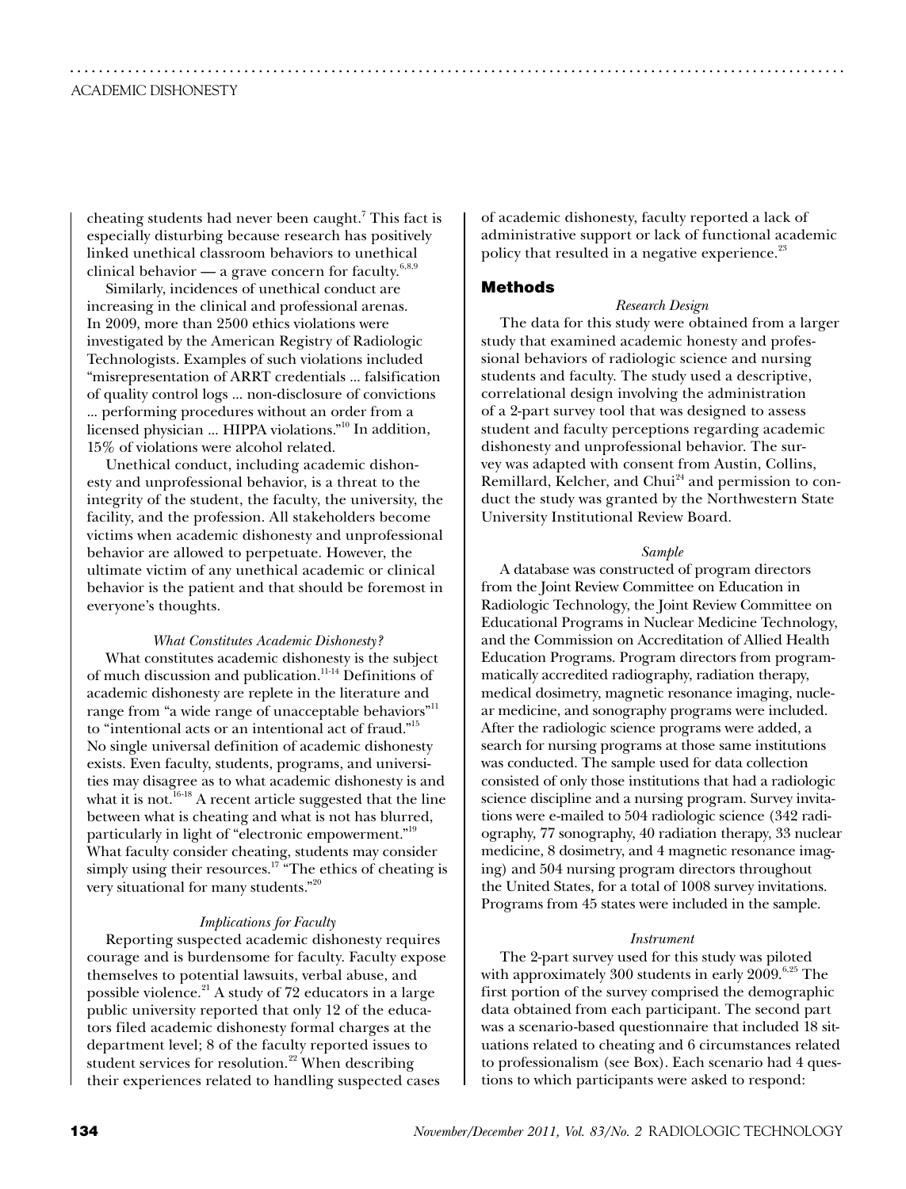cheating students had never been caught.[7] This fact is especially disturbing because research has positively linked unethical classroom behaviors to unethical clinical behavior — a grave concern for faculty.[6,8,9]

Similarly, incidences of unethical conduct are increasing in the clinical and professional arenas. In 2009, more than 2500 ethics violations were investigated by the American Registry of Radiologic Technologists. Examples of such violations included "misrepresentation of ARRT credentials ... falsification of quality control logs ... non-disclosure of convictions ... performing procedures without an order from a licensed physician ... HIPPA violations."[10] In addition, 15% of violations were alcohol related.

Unethical conduct, including academic dishonesty and unprofessional behavior, is a threat to the integrity of the student, the faculty, the university, the facility, and the profession. All stakeholders become victims when academic dishonesty and unprofessional behavior are allowed to perpetuate. However, the ultimate victim of any unethical academic or clinical behavior is the patient and that should be foremost in everyone's thoughts.

### *What Constitutes Academic Dishonesty?*

What constitutes academic dishonesty is the subject of much discussion and publication.[11-14] Definitions of academic dishonesty are replete in the literature and range from "a wide range of unacceptable behaviors"[11] to "intentional acts or an intentional act of fraud."[15] No single universal definition of academic dishonesty exists. Even faculty, students, programs, and universities may disagree as to what academic dishonesty is and what it is not.[16-18] A recent article suggested that the line between what is cheating and what is not has blurred, particularly in light of "electronic empowerment."[19] What faculty consider cheating, students may consider simply using their resources.[17] "The ethics of cheating is very situational for many students."[20]

### *Implications for Faculty*

Reporting suspected academic dishonesty requires courage and is burdensome for faculty. Faculty expose themselves to potential lawsuits, verbal abuse, and possible violence.[21] A study of 72 educators in a large public university reported that only 12 of the educators filed academic dishonesty formal charges at the department level; 8 of the faculty reported issues to student services for resolution.[22] When describing their experiences related to handling suspected cases of academic dishonesty, faculty reported a lack of administrative support or lack of functional academic policy that resulted in a negative experience.[23]

## Methods

### *Research Design*

The data for this study were obtained from a larger study that examined academic honesty and professional behaviors of radiologic science and nursing students and faculty. The study used a descriptive, correlational design involving the administration of a 2-part survey tool that was designed to assess student and faculty perceptions regarding academic dishonesty and unprofessional behavior. The survey was adapted with consent from Austin, Collins, Remillard, Kelcher, and Chui[24] and permission to conduct the study was granted by the Northwestern State University Institutional Review Board.

### *Sample*

A database was constructed of program directors from the Joint Review Committee on Education in Radiologic Technology, the Joint Review Committee on Educational Programs in Nuclear Medicine Technology, and the Commission on Accreditation of Allied Health Education Programs. Program directors from programmatically accredited radiography, radiation therapy, medical dosimetry, magnetic resonance imaging, nuclear medicine, and sonography programs were included. After the radiologic science programs were added, a search for nursing programs at those same institutions was conducted. The sample used for data collection consisted of only those institutions that had a radiologic science discipline and a nursing program. Survey invitations were e-mailed to 504 radiologic science (342 radiography, 77 sonography, 40 radiation therapy, 33 nuclear medicine, 8 dosimetry, and 4 magnetic resonance imaging) and 504 nursing program directors throughout the United States, for a total of 1008 survey invitations. Programs from 45 states were included in the sample.

### *Instrument*

The 2-part survey used for this study was piloted with approximately 300 students in early 2009.[6,25] The first portion of the survey comprised the demographic data obtained from each participant. The second part was a scenario-based questionnaire that included 18 situations related to cheating and 6 circumstances related to professionalism (see Box). Each scenario had 4 questions to which participants were asked to respond: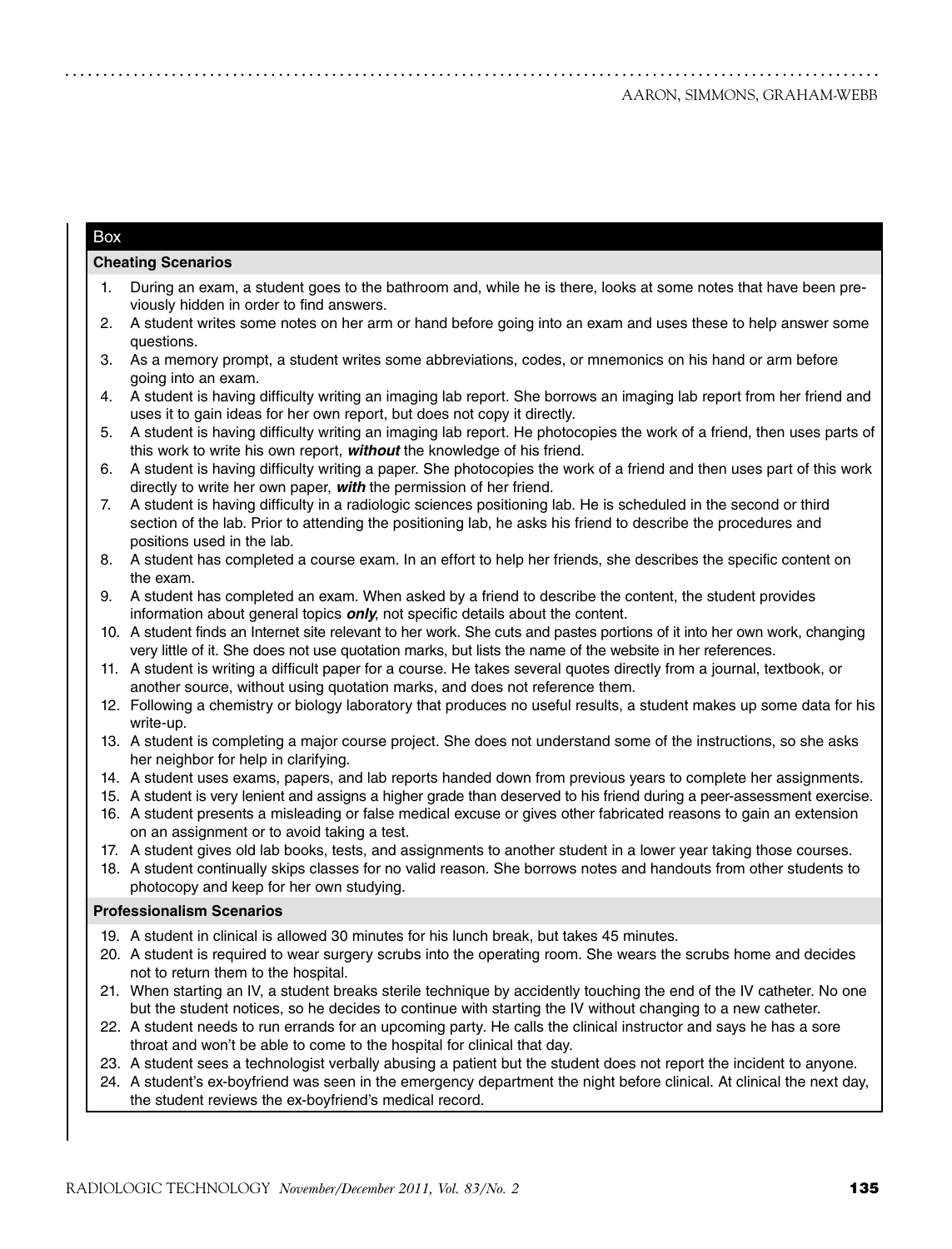## Box

### Cheating Scenarios

1. During an exam, a student goes to the bathroom and, while he is there, looks at some notes that have been previously hidden in order to find answers.
2. A student writes some notes on her arm or hand before going into an exam and uses these to help answer some questions.
3. As a memory prompt, a student writes some abbreviations, codes, or mnemonics on his hand or arm before going into an exam.
4. A student is having difficulty writing an imaging lab report. She borrows an imaging lab report from her friend and uses it to gain ideas for her own report, but does not copy it directly.
5. A student is having difficulty writing an imaging lab report. He photocopies the work of a friend, then uses parts of this work to write his own report, ***without*** the knowledge of his friend.
6. A student is having difficulty writing a paper. She photocopies the work of a friend and then uses part of this work directly to write her own paper, ***with*** the permission of her friend.
7. A student is having difficulty in a radiologic sciences positioning lab. He is scheduled in the second or third section of the lab. Prior to attending the positioning lab, he asks his friend to describe the procedures and positions used in the lab.
8. A student has completed a course exam. In an effort to help her friends, she describes the specific content on the exam.
9. A student has completed an exam. When asked by a friend to describe the content, the student provides information about general topics ***only***, not specific details about the content.
10. A student finds an Internet site relevant to her work. She cuts and pastes portions of it into her own work, changing very little of it. She does not use quotation marks, but lists the name of the website in her references.
11. A student is writing a difficult paper for a course. He takes several quotes directly from a journal, textbook, or another source, without using quotation marks, and does not reference them.
12. Following a chemistry or biology laboratory that produces no useful results, a student makes up some data for his write-up.
13. A student is completing a major course project. She does not understand some of the instructions, so she asks her neighbor for help in clarifying.
14. A student uses exams, papers, and lab reports handed down from previous years to complete her assignments.
15. A student is very lenient and assigns a higher grade than deserved to his friend during a peer-assessment exercise.
16. A student presents a misleading or false medical excuse or gives other fabricated reasons to gain an extension on an assignment or to avoid taking a test.
17. A student gives old lab books, tests, and assignments to another student in a lower year taking those courses.
18. A student continually skips classes for no valid reason. She borrows notes and handouts from other students to photocopy and keep for her own studying.

### Professionalism Scenarios

19. A student in clinical is allowed 30 minutes for his lunch break, but takes 45 minutes.
20. A student is required to wear surgery scrubs into the operating room. She wears the scrubs home and decides not to return them to the hospital.
21. When starting an IV, a student breaks sterile technique by accidently touching the end of the IV catheter. No one but the student notices, so he decides to continue with starting the IV without changing to a new catheter.
22. A student needs to run errands for an upcoming party. He calls the clinical instructor and says he has a sore throat and won't be able to come to the hospital for clinical that day.
23. A student sees a technologist verbally abusing a patient but the student does not report the incident to anyone.
24. A student's ex-boyfriend was seen in the emergency department the night before clinical. At clinical the next day, the student reviews the ex-boyfriend's medical record.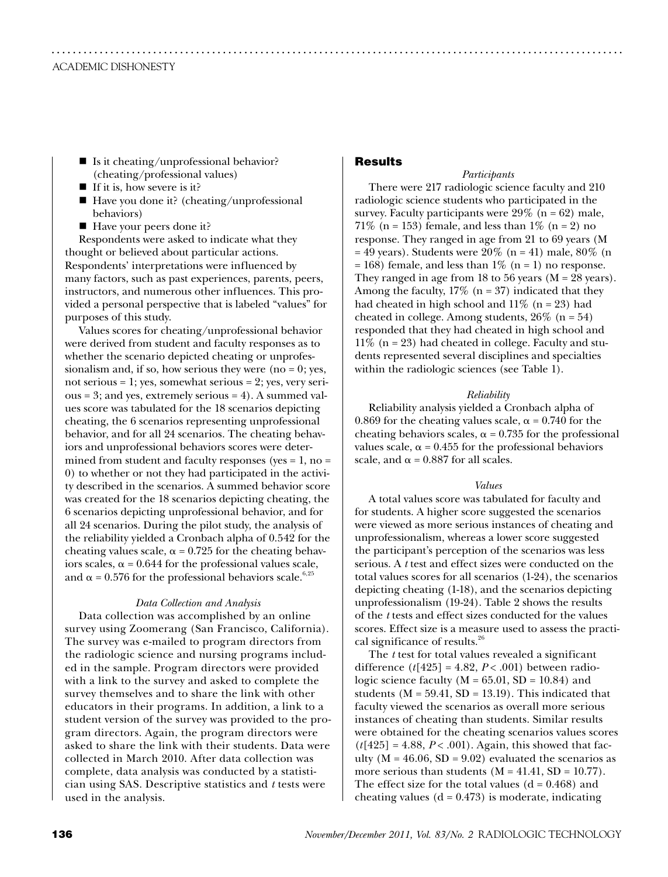- Is it cheating/unprofessional behavior? (cheating/professional values)
- If it is, how severe is it?
- Have you done it? (cheating/unprofessional behaviors)
- Have your peers done it?

Respondents were asked to indicate what they thought or believed about particular actions. Respondents' interpretations were influenced by many factors, such as past experiences, parents, peers, instructors, and numerous other influences. This provided a personal perspective that is labeled "values" for purposes of this study.

Values scores for cheating/unprofessional behavior were derived from student and faculty responses as to whether the scenario depicted cheating or unprofessionalism and, if so, how serious they were (no = 0; yes, not serious = 1; yes, somewhat serious = 2; yes, very serious = 3; and yes, extremely serious = 4). A summed values score was tabulated for the 18 scenarios depicting cheating, the 6 scenarios representing unprofessional behavior, and for all 24 scenarios. The cheating behaviors and unprofessional behaviors scores were determined from student and faculty responses (yes = 1, no = 0) to whether or not they had participated in the activity described in the scenarios. A summed behavior score was created for the 18 scenarios depicting cheating, the 6 scenarios depicting unprofessional behavior, and for all 24 scenarios. During the pilot study, the analysis of the reliability yielded a Cronbach alpha of 0.542 for the cheating values scale, $\alpha = 0.725$ for the cheating behaviors scales, $\alpha = 0.644$ for the professional values scale, and $\alpha = 0.576$ for the professional behaviors scale.[6,25]

### *Data Collection and Analysis*

Data collection was accomplished by an online survey using Zoomerang (San Francisco, California). The survey was e-mailed to program directors from the radiologic science and nursing programs included in the sample. Program directors were provided with a link to the survey and asked to complete the survey themselves and to share the link with other educators in their programs. In addition, a link to a student version of the survey was provided to the program directors. Again, the program directors were asked to share the link with their students. Data were collected in March 2010. After data collection was complete, data analysis was conducted by a statistician using SAS. Descriptive statistics and *t* tests were used in the analysis.

## Results

### *Participants*

There were 217 radiologic science faculty and 210 radiologic science students who participated in the survey. Faculty participants were 29% (n = 62) male, 71% (n = 153) female, and less than 1% (n = 2) no response. They ranged in age from 21 to 69 years (M = 49 years). Students were 20% (n = 41) male, 80% (n = 168) female, and less than 1% (n = 1) no response. They ranged in age from 18 to 56 years (M = 28 years). Among the faculty, 17% (n = 37) indicated that they had cheated in high school and 11% (n = 23) had cheated in college. Among students, 26% (n = 54) responded that they had cheated in high school and 11% (n = 23) had cheated in college. Faculty and students represented several disciplines and specialties within the radiologic sciences (see Table 1).

### *Reliability*

Reliability analysis yielded a Cronbach alpha of 0.869 for the cheating values scale, $\alpha = 0.740$ for the cheating behaviors scales, $\alpha = 0.735$ for the professional values scale, $\alpha = 0.455$ for the professional behaviors scale, and $\alpha = 0.887$ for all scales.

### *Values*

A total values score was tabulated for faculty and for students. A higher score suggested the scenarios were viewed as more serious instances of cheating and unprofessionalism, whereas a lower score suggested the participant's perception of the scenarios was less serious. A *t* test and effect sizes were conducted on the total values scores for all scenarios (1-24), the scenarios depicting cheating (1-18), and the scenarios depicting unprofessionalism (19-24). Table 2 shows the results of the *t* tests and effect sizes conducted for the values scores. Effect size is a measure used to assess the practical significance of results.[26]

The *t* test for total values revealed a significant difference ($t[425] = 4.82$, $P < .001$) between radiologic science faculty (M = 65.01, SD = 10.84) and students (M = 59.41, SD = 13.19). This indicated that faculty viewed the scenarios as overall more serious instances of cheating than students. Similar results were obtained for the cheating scenarios values scores ($t[425] = 4.88$, $P < .001$). Again, this showed that faculty (M = 46.06, SD = 9.02) evaluated the scenarios as more serious than students (M = 41.41, SD = 10.77). The effect size for the total values (d = 0.468) and cheating values (d = 0.473) is moderate, indicating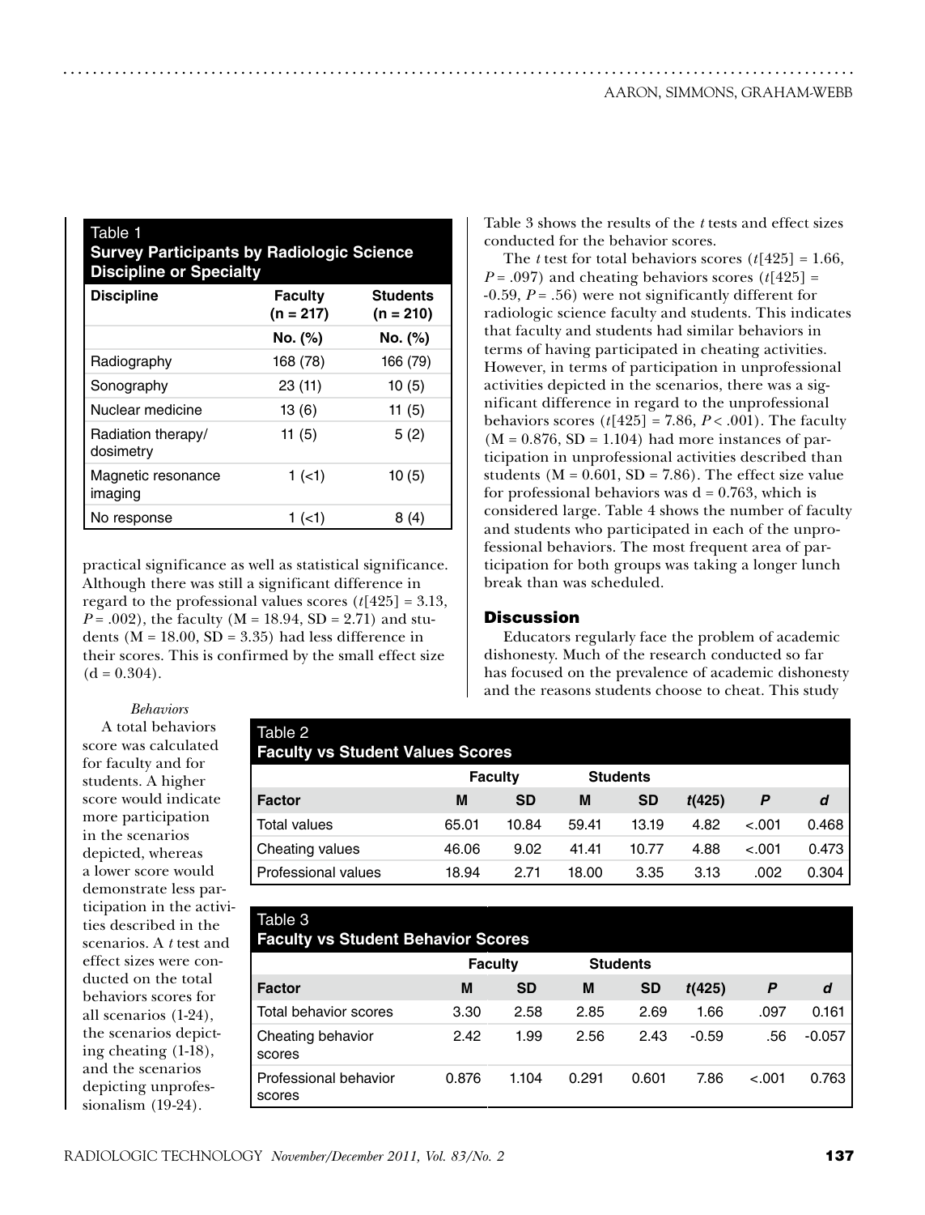**Table 1**
**Survey Participants by Radiologic Science Discipline or Specialty**

| Discipline | Faculty (n = 217) | Students (n = 210) |
|---|---|---|
| | No. (%) | No. (%) |
| Radiography | 168 (78) | 166 (79) |
| Sonography | 23 (11) | 10 (5) |
| Nuclear medicine | 13 (6) | 11 (5) |
| Radiation therapy/ dosimetry | 11 (5) | 5 (2) |
| Magnetic resonance imaging | 1 (<1) | 10 (5) |
| No response | 1 (<1) | 8 (4) |

practical significance as well as statistical significance. Although there was still a significant difference in regard to the professional values scores ($t[425] = 3.13$, $P = .002$), the faculty ($M = 18.94$, $SD = 2.71$) and students ($M = 18.00$, $SD = 3.35$) had less difference in their scores. This is confirmed by the small effect size ($d = 0.304$).

*Behaviors*

A total behaviors score was calculated for faculty and for students. A higher score would indicate more participation in the scenarios depicted, whereas a lower score would demonstrate less participation in the activities described in the scenarios. A *t* test and effect sizes were conducted on the total behaviors scores for all scenarios (1-24), the scenarios depicting cheating (1-18), and the scenarios depicting unprofessionalism (19-24).

**Table 2**
**Faculty vs Student Values Scores**

| | Faculty | | Students | | | | |
|---|---|---|---|---|---|---|---|
| Factor | M | SD | M | SD | t(425) | P | d |
| Total values | 65.01 | 10.84 | 59.41 | 13.19 | 4.82 | <.001 | 0.468 |
| Cheating values | 46.06 | 9.02 | 41.41 | 10.77 | 4.88 | <.001 | 0.473 |
| Professional values | 18.94 | 2.71 | 18.00 | 3.35 | 3.13 | .002 | 0.304 |

**Table 3**
**Faculty vs Student Behavior Scores**

| | Faculty | | Students | | | | |
|---|---|---|---|---|---|---|---|
| Factor | M | SD | M | SD | t(425) | P | d |
| Total behavior scores | 3.30 | 2.58 | 2.85 | 2.69 | 1.66 | .097 | 0.161 |
| Cheating behavior scores | 2.42 | 1.99 | 2.56 | 2.43 | -0.59 | .56 | -0.057 |
| Professional behavior scores | 0.876 | 1.104 | 0.291 | 0.601 | 7.86 | <.001 | 0.763 |

Table 3 shows the results of the *t* tests and effect sizes conducted for the behavior scores.

The *t* test for total behaviors scores ($t[425] = 1.66$, $P = .097$) and cheating behaviors scores ($t[425] = -0.59$, $P = .56$) were not significantly different for radiologic science faculty and students. This indicates that faculty and students had similar behaviors in terms of having participated in cheating activities. However, in terms of participation in unprofessional activities depicted in the scenarios, there was a significant difference in regard to the unprofessional behaviors scores ($t[425] = 7.86$, $P < .001$). The faculty ($M = 0.876$, $SD = 1.104$) had more instances of participation in unprofessional activities described than students ($M = 0.601$, $SD = 7.86$). The effect size value for professional behaviors was $d = 0.763$, which is considered large. Table 4 shows the number of faculty and students who participated in each of the unprofessional behaviors. The most frequent area of participation for both groups was taking a longer lunch break than was scheduled.

## Discussion

Educators regularly face the problem of academic dishonesty. Much of the research conducted so far has focused on the prevalence of academic dishonesty and the reasons students choose to cheat. This study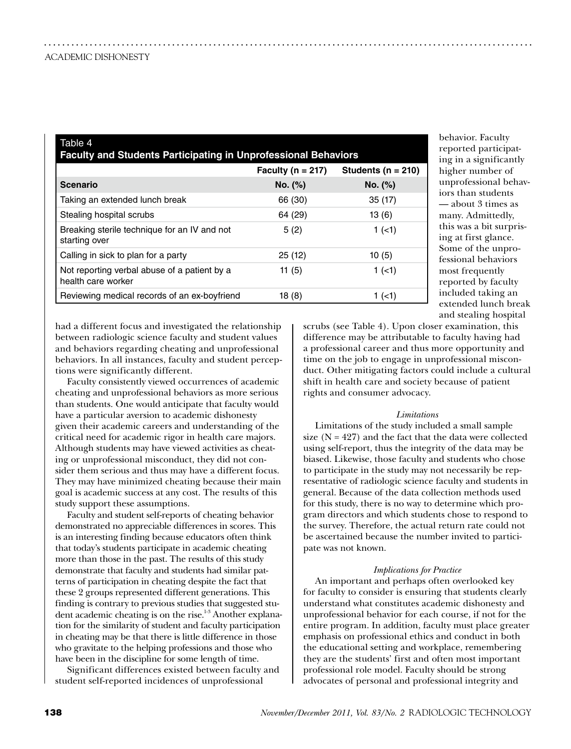Table 4
**Faculty and Students Participating in Unprofessional Behaviors**

| | Faculty (n = 217) | Students (n = 210) |
|---|---|---|
| **Scenario** | **No. (%)** | **No. (%)** |
| Taking an extended lunch break | 66 (30) | 35 (17) |
| Stealing hospital scrubs | 64 (29) | 13 (6) |
| Breaking sterile technique for an IV and not starting over | 5 (2) | 1 (<1) |
| Calling in sick to plan for a party | 25 (12) | 10 (5) |
| Not reporting verbal abuse of a patient by a health care worker | 11 (5) | 1 (<1) |
| Reviewing medical records of an ex-boyfriend | 18 (8) | 1 (<1) |

had a different focus and investigated the relationship between radiologic science faculty and student values and behaviors regarding cheating and unprofessional behaviors. In all instances, faculty and student perceptions were significantly different.

Faculty consistently viewed occurrences of academic cheating and unprofessional behaviors as more serious than students. One would anticipate that faculty would have a particular aversion to academic dishonesty given their academic careers and understanding of the critical need for academic rigor in health care majors. Although students may have viewed activities as cheating or unprofessional misconduct, they did not consider them serious and thus may have a different focus. They may have minimized cheating because their main goal is academic success at any cost. The results of this study support these assumptions.

Faculty and student self-reports of cheating behavior demonstrated no appreciable differences in scores. This is an interesting finding because educators often think that today's students participate in academic cheating more than those in the past. The results of this study demonstrate that faculty and students had similar patterns of participation in cheating despite the fact that these 2 groups represented different generations. This finding is contrary to previous studies that suggested student academic cheating is on the rise.[1-3] Another explanation for the similarity of student and faculty participation in cheating may be that there is little difference in those who gravitate to the helping professions and those who have been in the discipline for some length of time.

Significant differences existed between faculty and student self-reported incidences of unprofessional behavior. Faculty reported participating in a significantly higher number of unprofessional behaviors than students — about 3 times as many. Admittedly, this was a bit surprising at first glance. Some of the unprofessional behaviors most frequently reported by faculty included taking an extended lunch break and stealing hospital scrubs (see Table 4). Upon closer examination, this difference may be attributable to faculty having had a professional career and thus more opportunity and time on the job to engage in unprofessional misconduct. Other mitigating factors could include a cultural shift in health care and society because of patient rights and consumer advocacy.

*Limitations*

Limitations of the study included a small sample size (N = 427) and the fact that the data were collected using self-report, thus the integrity of the data may be biased. Likewise, those faculty and students who chose to participate in the study may not necessarily be representative of radiologic science faculty and students in general. Because of the data collection methods used for this study, there is no way to determine which program directors and which students chose to respond to the survey. Therefore, the actual return rate could not be ascertained because the number invited to participate was not known.

*Implications for Practice*

An important and perhaps often overlooked key for faculty to consider is ensuring that students clearly understand what constitutes academic dishonesty and unprofessional behavior for each course, if not for the entire program. In addition, faculty must place greater emphasis on professional ethics and conduct in both the educational setting and workplace, remembering they are the students' first and often most important professional role model. Faculty should be strong advocates of personal and professional integrity and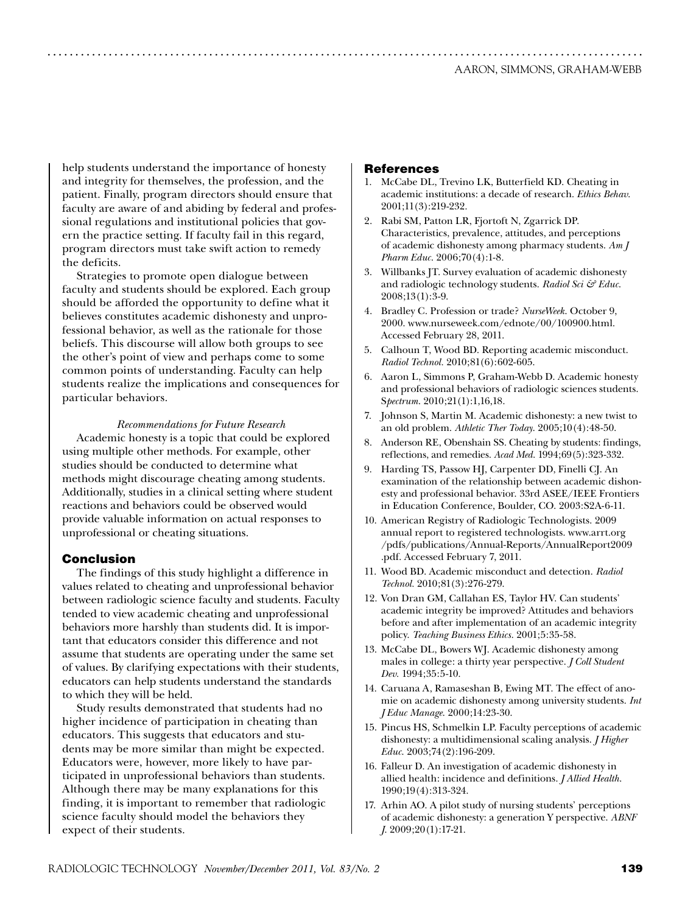help students understand the importance of honesty and integrity for themselves, the profession, and the patient. Finally, program directors should ensure that faculty are aware of and abiding by federal and professional regulations and institutional policies that govern the practice setting. If faculty fail in this regard, program directors must take swift action to remedy the deficits.

Strategies to promote open dialogue between faculty and students should be explored. Each group should be afforded the opportunity to define what it believes constitutes academic dishonesty and unprofessional behavior, as well as the rationale for those beliefs. This discourse will allow both groups to see the other's point of view and perhaps come to some common points of understanding. Faculty can help students realize the implications and consequences for particular behaviors.

*Recommendations for Future Research*

Academic honesty is a topic that could be explored using multiple other methods. For example, other studies should be conducted to determine what methods might discourage cheating among students. Additionally, studies in a clinical setting where student reactions and behaviors could be observed would provide valuable information on actual responses to unprofessional or cheating situations.

## Conclusion

The findings of this study highlight a difference in values related to cheating and unprofessional behavior between radiologic science faculty and students. Faculty tended to view academic cheating and unprofessional behaviors more harshly than students did. It is important that educators consider this difference and not assume that students are operating under the same set of values. By clarifying expectations with their students, educators can help students understand the standards to which they will be held.

Study results demonstrated that students had no higher incidence of participation in cheating than educators. This suggests that educators and students may be more similar than might be expected. Educators were, however, more likely to have participated in unprofessional behaviors than students. Although there may be many explanations for this finding, it is important to remember that radiologic science faculty should model the behaviors they expect of their students.

## References

1. McCabe DL, Trevino LK, Butterfield KD. Cheating in academic institutions: a decade of research. *Ethics Behav.* 2001;11(3):219-232.
2. Rabi SM, Patton LR, Fjortoft N, Zgarrick DP. Characteristics, prevalence, attitudes, and perceptions of academic dishonesty among pharmacy students. *Am J Pharm Educ.* 2006;70(4):1-8.
3. Willbanks JT. Survey evaluation of academic dishonesty and radiologic technology students. *Radiol Sci & Educ.* 2008;13(1):3-9.
4. Bradley C. Profession or trade? *NurseWeek.* October 9, 2000. www.nurseweek.com/ednote/00/100900.html. Accessed February 28, 2011.
5. Calhoun T, Wood BD. Reporting academic misconduct. *Radiol Technol.* 2010;81(6):602-605.
6. Aaron L, Simmons P, Graham-Webb D. Academic honesty and professional behaviors of radiologic sciences students. S*pectrum*. 2010;21(1):1,16,18.
7. Johnson S, Martin M. Academic dishonesty: a new twist to an old problem. *Athletic Ther Today.* 2005;10(4):48-50.
8. Anderson RE, Obenshain SS. Cheating by students: findings, reflections, and remedies. *Acad Med.* 1994;69(5):323-332.
9. Harding TS, Passow HJ, Carpenter DD, Finelli CJ. An examination of the relationship between academic dishonesty and professional behavior. 33rd ASEE/IEEE Frontiers in Education Conference, Boulder, CO. 2003:S2A-6-11.
10. American Registry of Radiologic Technologists. 2009 annual report to registered technologists. www.arrt.org/pdfs/publications/Annual-Reports/AnnualReport2009.pdf. Accessed February 7, 2011.
11. Wood BD. Academic misconduct and detection. *Radiol Technol.* 2010;81(3):276-279.
12. Von Dran GM, Callahan ES, Taylor HV. Can students' academic integrity be improved? Attitudes and behaviors before and after implementation of an academic integrity policy. *Teaching Business Ethics.* 2001;5:35-58.
13. McCabe DL, Bowers WJ. Academic dishonesty among males in college: a thirty year perspective. *J Coll Student Dev.* 1994;35:5-10.
14. Caruana A, Ramaseshan B, Ewing MT. The effect of anomie on academic dishonesty among university students. *Int J Educ Manage.* 2000;14:23-30.
15. Pincus HS, Schmelkin LP. Faculty perceptions of academic dishonesty: a multidimensional scaling analysis. *J Higher Educ.* 2003;74(2):196-209.
16. Falleur D. An investigation of academic dishonesty in allied health: incidence and definitions. *J Allied Health.* 1990;19(4):313-324.
17. Arhin AO. A pilot study of nursing students' perceptions of academic dishonesty: a generation Y perspective. *ABNF J.* 2009;20(1):17-21.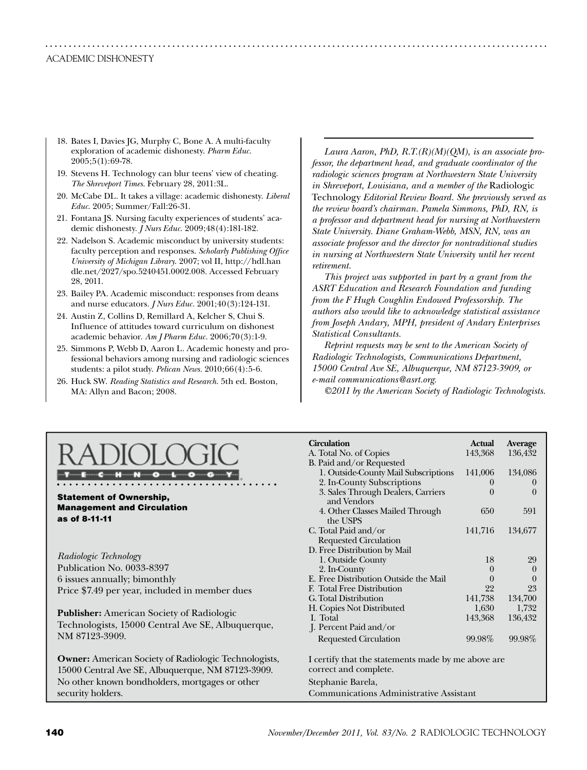18. Bates I, Davies JG, Murphy C, Bone A. A multi-faculty exploration of academic dishonesty. *Pharm Educ.* 2005;5(1):69-78.
19. Stevens H. Technology can blur teens' view of cheating. *The Shreveport Times.* February 28, 2011:3L.
20. McCabe DL. It takes a village: academic dishonesty. *Liberal Educ.* 2005; Summer/Fall:26-31.
21. Fontana JS. Nursing faculty experiences of students' academic dishonesty. *J Nurs Educ.* 2009;48(4):181-182.
22. Nadelson S. Academic misconduct by university students: faculty perception and responses. *Scholarly Publishing Office University of Michigan Library.* 2007; vol II, http://hdl.handle.net/2027/spo.5240451.0002.008. Accessed February 28, 2011.
23. Bailey PA. Academic misconduct: responses from deans and nurse educators. *J Nurs Educ.* 2001;40(3):124-131.
24. Austin Z, Collins D, Remillard A, Kelcher S, Chui S. Influence of attitudes toward curriculum on dishonest academic behavior. *Am J Pharm Educ.* 2006;70(3):1-9.
25. Simmons P, Webb D, Aaron L. Academic honesty and professional behaviors among nursing and radiologic sciences students: a pilot study. *Pelican News.* 2010;66(4):5-6.
26. Huck SW. *Reading Statistics and Research.* 5th ed. Boston, MA: Allyn and Bacon; 2008.

*Laura Aaron, PhD, R.T.(R)(M)(QM), is an associate professor, the department head, and graduate coordinator of the radiologic sciences program at Northwestern State University in Shreveport, Louisiana, and a member of the* Radiologic Technology *Editorial Review Board. She previously served as the review board's chairman. Pamela Simmons, PhD, RN, is a professor and department head for nursing at Northwestern State University. Diane Graham-Webb, MSN, RN, was an associate professor and the director for nontraditional studies in nursing at Northwestern State University until her recent retirement.*

*This project was supported in part by a grant from the ASRT Education and Research Foundation and funding from the F Hugh Coughlin Endowed Professorship. The authors also would like to acknowledge statistical assistance from Joseph Andary, MPH, president of Andary Enterprises Statistical Consultants.*

*Reprint requests may be sent to the American Society of Radiologic Technologists, Communications Department, 15000 Central Ave SE, Albuquerque, NM 87123-3909, or e-mail communications@asrt.org.*

*©2011 by the American Society of Radiologic Technologists.*

# RADIOLOGIC TECHNOLOGY

**Statement of Ownership, Management and Circulation as of 8-11-11**

*Radiologic Technology*
Publication No. 0033-8397
6 issues annually; bimonthly
Price $7.49 per year, included in member dues

**Publisher:** American Society of Radiologic Technologists, 15000 Central Ave SE, Albuquerque, NM 87123-3909.

**Owner:** American Society of Radiologic Technologists, 15000 Central Ave SE, Albuquerque, NM 87123-3909. No other known bondholders, mortgages or other security holders.

| Circulation | Actual | Average |
|---|---|---|
| A. Total No. of Copies | 143,368 | 136,432 |
| B. Paid and/or Requested | | |
| 1. Outside-County Mail Subscriptions | 141,006 | 134,086 |
| 2. In-County Subscriptions | 0 | 0 |
| 3. Sales Through Dealers, Carriers and Vendors | 0 | 0 |
| 4. Other Classes Mailed Through the USPS | 650 | 591 |
| C. Total Paid and/or Requested Circulation | 141,716 | 134,677 |
| D. Free Distribution by Mail | | |
| 1. Outside County | 18 | 29 |
| 2. In-County | 0 | 0 |
| E. Free Distribution Outside the Mail | 0 | 0 |
| F. Total Free Distribution | 22 | 23 |
| G. Total Distribution | 141,738 | 134,700 |
| H. Copies Not Distributed | 1,630 | 1,732 |
| I. Total | 143,368 | 136,432 |
| J. Percent Paid and/or Requested Circulation | 99.98% | 99.98% |

I certify that the statements made by me above are correct and complete.

Stephanie Barela,
Communications Administrative Assistant